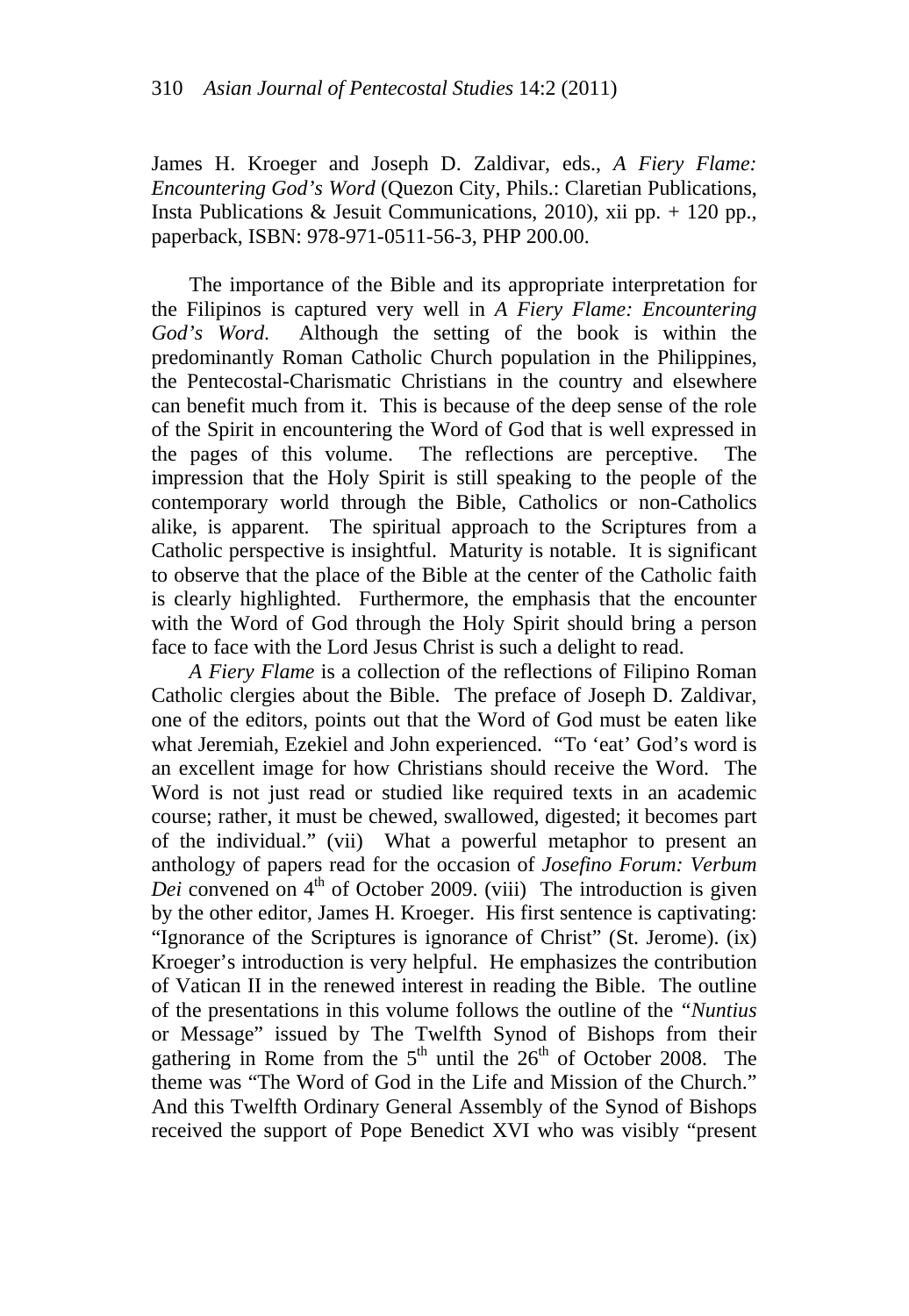James H. Kroeger and Joseph D. Zaldivar, eds., *A Fiery Flame: Encountering God's Word* (Quezon City, Phils.: Claretian Publications, Insta Publications & Jesuit Communications, 2010), xii pp. + 120 pp., paperback, ISBN: 978-971-0511-56-3, PHP 200.00.

The importance of the Bible and its appropriate interpretation for the Filipinos is captured very well in *A Fiery Flame: Encountering God's Word.* Although the setting of the book is within the predominantly Roman Catholic Church population in the Philippines, the Pentecostal-Charismatic Christians in the country and elsewhere can benefit much from it. This is because of the deep sense of the role of the Spirit in encountering the Word of God that is well expressed in the pages of this volume. The reflections are perceptive. The impression that the Holy Spirit is still speaking to the people of the contemporary world through the Bible, Catholics or non-Catholics alike, is apparent. The spiritual approach to the Scriptures from a Catholic perspective is insightful. Maturity is notable. It is significant to observe that the place of the Bible at the center of the Catholic faith is clearly highlighted. Furthermore, the emphasis that the encounter with the Word of God through the Holy Spirit should bring a person face to face with the Lord Jesus Christ is such a delight to read.

*A Fiery Flame* is a collection of the reflections of Filipino Roman Catholic clergies about the Bible. The preface of Joseph D. Zaldivar, one of the editors, points out that the Word of God must be eaten like what Jeremiah, Ezekiel and John experienced. "To 'eat' God's word is an excellent image for how Christians should receive the Word. The Word is not just read or studied like required texts in an academic course; rather, it must be chewed, swallowed, digested; it becomes part of the individual." (vii) What a powerful metaphor to present an anthology of papers read for the occasion of *Josefino Forum: Verbum Dei* convened on 4th of October 2009. (viii) The introduction is given by the other editor, James H. Kroeger. His first sentence is captivating: "Ignorance of the Scriptures is ignorance of Christ" (St. Jerome). (ix) Kroeger's introduction is very helpful. He emphasizes the contribution of Vatican II in the renewed interest in reading the Bible. The outline of the presentations in this volume follows the outline of the "*Nuntius* or Message" issued by The Twelfth Synod of Bishops from their gathering in Rome from the 5th until the 26th of October 2008. The theme was "The Word of God in the Life and Mission of the Church." And this Twelfth Ordinary General Assembly of the Synod of Bishops received the support of Pope Benedict XVI who was visibly "present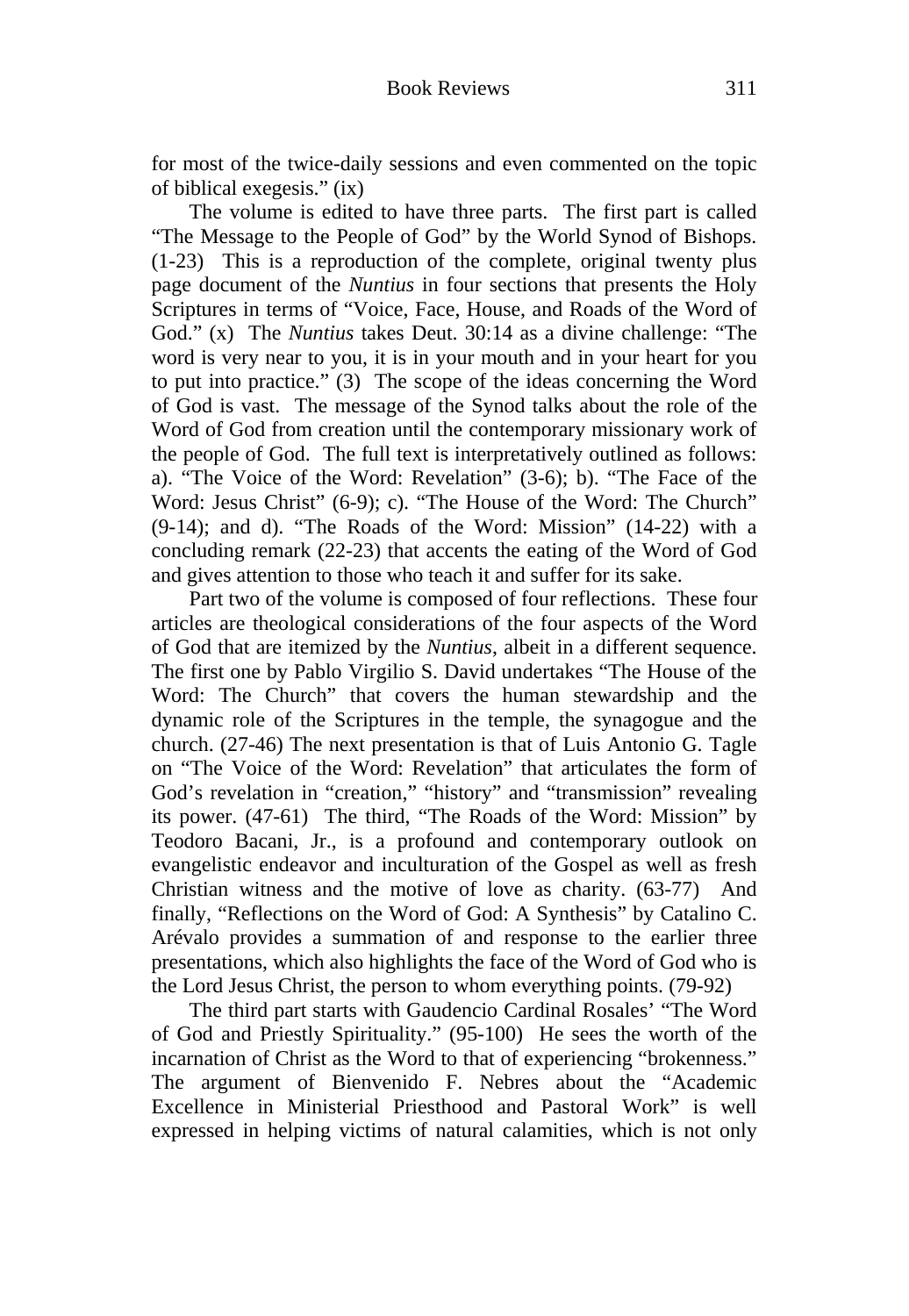for most of the twice-daily sessions and even commented on the topic of biblical exegesis." (ix)

The volume is edited to have three parts. The first part is called "The Message to the People of God" by the World Synod of Bishops. (1-23) This is a reproduction of the complete, original twenty plus page document of the *Nuntius* in four sections that presents the Holy Scriptures in terms of "Voice, Face, House, and Roads of the Word of God." (x) The *Nuntius* takes Deut. 30:14 as a divine challenge: "The word is very near to you, it is in your mouth and in your heart for you to put into practice." (3) The scope of the ideas concerning the Word of God is vast. The message of the Synod talks about the role of the Word of God from creation until the contemporary missionary work of the people of God. The full text is interpretatively outlined as follows: a). "The Voice of the Word: Revelation" (3-6); b). "The Face of the Word: Jesus Christ" (6-9); c). "The House of the Word: The Church" (9-14); and d). "The Roads of the Word: Mission" (14-22) with a concluding remark (22-23) that accents the eating of the Word of God and gives attention to those who teach it and suffer for its sake.

Part two of the volume is composed of four reflections. These four articles are theological considerations of the four aspects of the Word of God that are itemized by the *Nuntius*, albeit in a different sequence. The first one by Pablo Virgilio S. David undertakes "The House of the Word: The Church" that covers the human stewardship and the dynamic role of the Scriptures in the temple, the synagogue and the church. (27-46) The next presentation is that of Luis Antonio G. Tagle on "The Voice of the Word: Revelation" that articulates the form of God's revelation in "creation," "history" and "transmission" revealing its power. (47-61) The third, "The Roads of the Word: Mission" by Teodoro Bacani, Jr., is a profound and contemporary outlook on evangelistic endeavor and inculturation of the Gospel as well as fresh Christian witness and the motive of love as charity. (63-77) And finally, "Reflections on the Word of God: A Synthesis" by Catalino C. Arévalo provides a summation of and response to the earlier three presentations, which also highlights the face of the Word of God who is the Lord Jesus Christ, the person to whom everything points. (79-92)

The third part starts with Gaudencio Cardinal Rosales' "The Word of God and Priestly Spirituality." (95-100) He sees the worth of the incarnation of Christ as the Word to that of experiencing "brokenness." The argument of Bienvenido F. Nebres about the "Academic Excellence in Ministerial Priesthood and Pastoral Work" is well expressed in helping victims of natural calamities, which is not only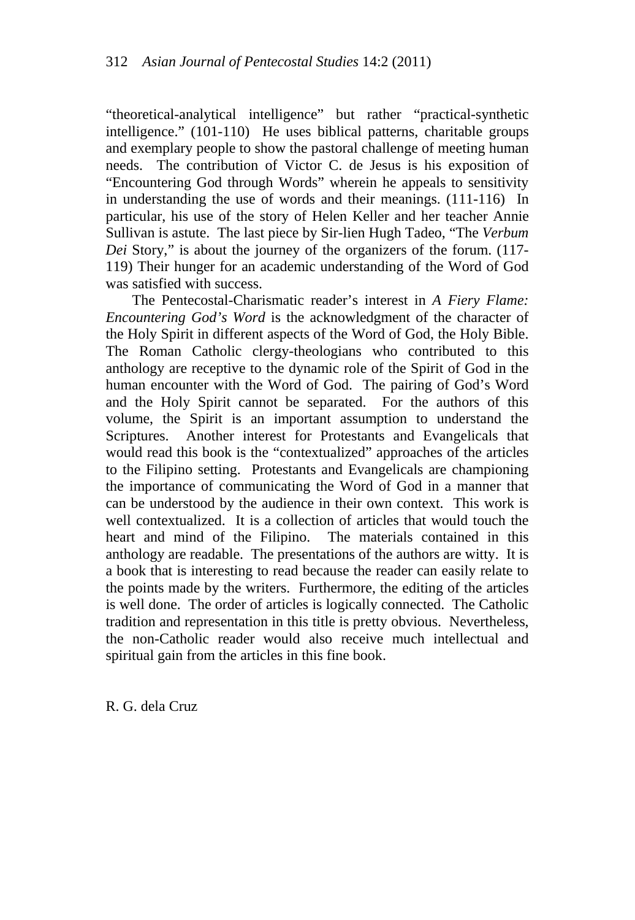"theoretical-analytical intelligence" but rather "practical-synthetic intelligence." (101-110) He uses biblical patterns, charitable groups and exemplary people to show the pastoral challenge of meeting human needs. The contribution of Victor C. de Jesus is his exposition of "Encountering God through Words" wherein he appeals to sensitivity in understanding the use of words and their meanings. (111-116) In particular, his use of the story of Helen Keller and her teacher Annie Sullivan is astute. The last piece by Sir-lien Hugh Tadeo, "The *Verbum Dei* Story," is about the journey of the organizers of the forum. (117-119) Their hunger for an academic understanding of the Word of God was satisfied with success.

The Pentecostal-Charismatic reader's interest in *A Fiery Flame: Encountering God's Word* is the acknowledgment of the character of the Holy Spirit in different aspects of the Word of God, the Holy Bible. The Roman Catholic clergy-theologians who contributed to this anthology are receptive to the dynamic role of the Spirit of God in the human encounter with the Word of God. The pairing of God's Word and the Holy Spirit cannot be separated. For the authors of this volume, the Spirit is an important assumption to understand the Scriptures. Another interest for Protestants and Evangelicals that would read this book is the "contextualized" approaches of the articles to the Filipino setting. Protestants and Evangelicals are championing the importance of communicating the Word of God in a manner that can be understood by the audience in their own context. This work is well contextualized. It is a collection of articles that would touch the heart and mind of the Filipino. The materials contained in this anthology are readable. The presentations of the authors are witty. It is a book that is interesting to read because the reader can easily relate to the points made by the writers. Furthermore, the editing of the articles is well done. The order of articles is logically connected. The Catholic tradition and representation in this title is pretty obvious. Nevertheless, the non-Catholic reader would also receive much intellectual and spiritual gain from the articles in this fine book.

R. G. dela Cruz